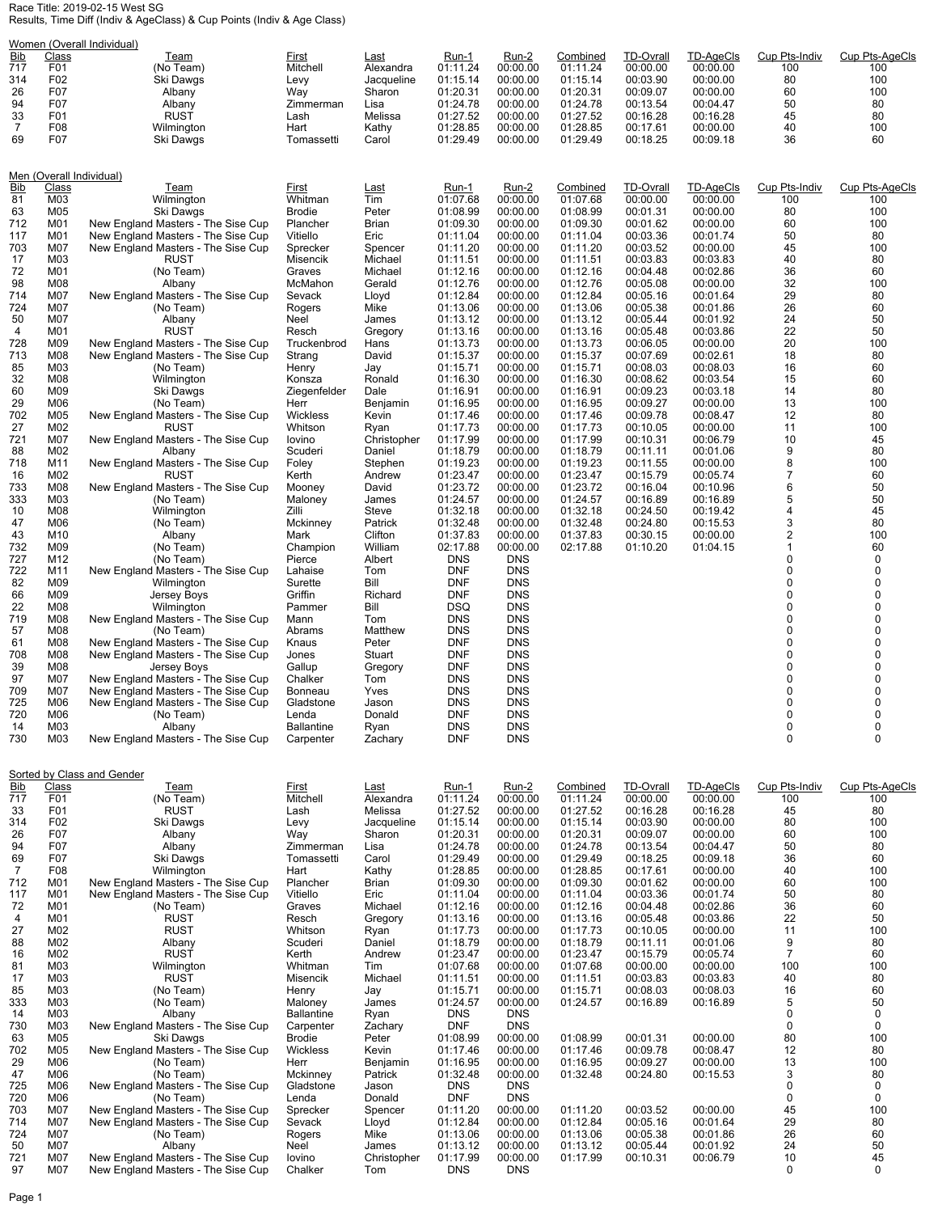Race Title: 2019-02-15 West SG
Results, Time Diff (Indiv & AgeClass) & Cup Points (Indiv & Age Class)

## Women (Overall Individual)

| Bib | Class | Team | First | Last | Run-1 | Run-2 | Combined | TD-Ovrall | TD-AgeCls | Cup Pts-Indiv | Cup Pts-AgeCls |
|---|---|---|---|---|---|---|---|---|---|---|---|
| 717 | F01 | (No Team) | Mitchell | Alexandra | 01:11.24 | 00:00.00 | 01:11.24 | 00:00.00 | 00:00.00 | 100 | 100 |
| 314 | F02 | Ski Dawgs | Levy | Jacqueline | 01:15.14 | 00:00.00 | 01:15.14 | 00:03.90 | 00:00.00 | 80 | 100 |
| 26 | F07 | Albany | Way | Sharon | 01:20.31 | 00:00.00 | 01:20.31 | 00:09.07 | 00:00.00 | 60 | 100 |
| 94 | F07 | Albany | Zimmerman | Lisa | 01:24.78 | 00:00.00 | 01:24.78 | 00:13.54 | 00:04.47 | 50 | 80 |
| 33 | F01 | RUST | Lash | Melissa | 01:27.52 | 00:00.00 | 01:27.52 | 00:16.28 | 00:16.28 | 45 | 80 |
| 7 | F08 | Wilmington | Hart | Kathy | 01:28.85 | 00:00.00 | 01:28.85 | 00:17.61 | 00:00.00 | 40 | 100 |
| 69 | F07 | Ski Dawgs | Tomassetti | Carol | 01:29.49 | 00:00.00 | 01:29.49 | 00:18.25 | 00:09.18 | 36 | 60 |

## Men (Overall Individual)

| Bib | Class | Team | First | Last | Run-1 | Run-2 | Combined | TD-Ovrall | TD-AgeCls | Cup Pts-Indiv | Cup Pts-AgeCls |
|---|---|---|---|---|---|---|---|---|---|---|---|
| 81 | M03 | Wilmington | Whitman | Tim | 01:07.68 | 00:00.00 | 01:07.68 | 00:00.00 | 00:00.00 | 100 | 100 |
| 63 | M05 | Ski Dawgs | Brodie | Peter | 01:08.99 | 00:00.00 | 01:08.99 | 00:01.31 | 00:00.00 | 80 | 100 |
| 712 | M01 | New England Masters - The Sise Cup | Plancher | Brian | 01:09.30 | 00:00.00 | 01:09.30 | 00:01.62 | 00:00.00 | 60 | 100 |
| 117 | M01 | New England Masters - The Sise Cup | Vitiello | Eric | 01:11.04 | 00:00.00 | 01:11.04 | 00:03.36 | 00:01.74 | 50 | 80 |
| 703 | M07 | New England Masters - The Sise Cup | Sprecker | Spencer | 01:11.20 | 00:00.00 | 01:11.20 | 00:03.52 | 00:00.00 | 45 | 100 |
| 17 | M03 | RUST | Misencik | Michael | 01:11.51 | 00:00.00 | 01:11.51 | 00:03.83 | 00:03.83 | 40 | 80 |
| 72 | M01 | (No Team) | Graves | Michael | 01:12.16 | 00:00.00 | 01:12.16 | 00:04.48 | 00:02.86 | 36 | 60 |
| 98 | M08 | Albany | McMahon | Gerald | 01:12.76 | 00:00.00 | 01:12.76 | 00:05.08 | 00:00.00 | 32 | 100 |
| 714 | M07 | New England Masters - The Sise Cup | Sevack | Lloyd | 01:12.84 | 00:00.00 | 01:12.84 | 00:05.16 | 00:01.64 | 29 | 80 |
| 724 | M07 | (No Team) | Rogers | Mike | 01:13.06 | 00:00.00 | 01:13.06 | 00:05.38 | 00:01.86 | 26 | 60 |
| 50 | M07 | Albany | Neel | James | 01:13.12 | 00:00.00 | 01:13.12 | 00:05.44 | 00:01.92 | 24 | 50 |
| 4 | M01 | RUST | Resch | Gregory | 01:13.16 | 00:00.00 | 01:13.16 | 00:05.48 | 00:03.86 | 22 | 50 |
| 728 | M09 | New England Masters - The Sise Cup | Truckenbrod | Hans | 01:13.73 | 00:00.00 | 01:13.73 | 00:06.05 | 00:00.00 | 20 | 100 |
| 713 | M08 | New England Masters - The Sise Cup | Strang | David | 01:15.37 | 00:00.00 | 01:15.37 | 00:07.69 | 00:02.61 | 18 | 80 |
| 85 | M03 | (No Team) | Henry | Jay | 01:15.71 | 00:00.00 | 01:15.71 | 00:08.03 | 00:08.03 | 16 | 60 |
| 32 | M08 | Wilmington | Konsza | Ronald | 01:16.30 | 00:00.00 | 01:16.30 | 00:08.62 | 00:03.54 | 15 | 60 |
| 60 | M09 | Ski Dawgs | Ziegenfelder | Dale | 01:16.91 | 00:00.00 | 01:16.91 | 00:09.23 | 00:03.18 | 14 | 80 |
| 29 | M06 | (No Team) | Herr | Benjamin | 01:16.95 | 00:00.00 | 01:16.95 | 00:09.27 | 00:00.00 | 13 | 100 |
| 702 | M05 | New England Masters - The Sise Cup | Wickless | Kevin | 01:17.46 | 00:00.00 | 01:17.46 | 00:09.78 | 00:08.47 | 12 | 80 |
| 27 | M02 | RUST | Whitson | Ryan | 01:17.73 | 00:00.00 | 01:17.73 | 00:10.05 | 00:00.00 | 11 | 100 |
| 721 | M07 | New England Masters - The Sise Cup | Iovino | Christopher | 01:17.99 | 00:00.00 | 01:17.99 | 00:10.31 | 00:06.79 | 10 | 45 |
| 88 | M02 | Albany | Scuderi | Daniel | 01:18.79 | 00:00.00 | 01:18.79 | 00:11.11 | 00:01.06 | 9 | 80 |
| 718 | M11 | New England Masters - The Sise Cup | Foley | Stephen | 01:19.23 | 00:00.00 | 01:19.23 | 00:11.55 | 00:00.00 | 8 | 100 |
| 16 | M02 | RUST | Kerth | Andrew | 01:23.47 | 00:00.00 | 01:23.47 | 00:15.79 | 00:05.74 | 7 | 60 |
| 733 | M08 | New England Masters - The Sise Cup | Mooney | David | 01:23.72 | 00:00.00 | 01:23.72 | 00:16.04 | 00:10.96 | 6 | 50 |
| 333 | M03 | (No Team) | Maloney | James | 01:24.57 | 00:00.00 | 01:24.57 | 00:16.89 | 00:16.89 | 5 | 50 |
| 10 | M08 | Wilmington | Zilli | Steve | 01:32.18 | 00:00.00 | 01:32.18 | 00:24.50 | 00:19.42 | 4 | 45 |
| 47 | M06 | (No Team) | Mckinney | Patrick | 01:32.48 | 00:00.00 | 01:32.48 | 00:24.80 | 00:15.53 | 3 | 80 |
| 43 | M10 | Albany | Mark | Clifton | 01:37.83 | 00:00.00 | 01:37.83 | 00:30.15 | 00:00.00 | 2 | 100 |
| 732 | M09 | (No Team) | Champion | William | 02:17.88 | 00:00.00 | 02:17.88 | 01:10.20 | 01:04.15 | 1 | 60 |
| 727 | M12 | (No Team) | Pierce | Albert | DNS | DNS | | | | 0 | 0 |
| 722 | M11 | New England Masters - The Sise Cup | Lahaise | Tom | DNF | DNS | | | | 0 | 0 |
| 82 | M09 | Wilmington | Surette | Bill | DNF | DNS | | | | 0 | 0 |
| 66 | M09 | Jersey Boys | Griffin | Richard | DNF | DNS | | | | 0 | 0 |
| 22 | M08 | Wilmington | Pammer | Bill | DSQ | DNS | | | | 0 | 0 |
| 719 | M08 | New England Masters - The Sise Cup | Mann | Tom | DNS | DNS | | | | 0 | 0 |
| 57 | M08 | (No Team) | Abrams | Matthew | DNS | DNS | | | | 0 | 0 |
| 61 | M08 | New England Masters - The Sise Cup | Knaus | Peter | DNF | DNS | | | | 0 | 0 |
| 708 | M08 | New England Masters - The Sise Cup | Jones | Stuart | DNF | DNS | | | | 0 | 0 |
| 39 | M08 | Jersey Boys | Gallup | Gregory | DNF | DNS | | | | 0 | 0 |
| 97 | M07 | New England Masters - The Sise Cup | Chalker | Tom | DNS | DNS | | | | 0 | 0 |
| 709 | M07 | New England Masters - The Sise Cup | Bonneau | Yves | DNS | DNS | | | | 0 | 0 |
| 725 | M06 | New England Masters - The Sise Cup | Gladstone | Jason | DNS | DNS | | | | 0 | 0 |
| 720 | M06 | (No Team) | Lenda | Donald | DNF | DNS | | | | 0 | 0 |
| 14 | M03 | Albany | Ballantine | Ryan | DNS | DNS | | | | 0 | 0 |
| 730 | M03 | New England Masters - The Sise Cup | Carpenter | Zachary | DNF | DNS | | | | 0 | 0 |

## Sorted by Class and Gender

| Bib | Class | Team | First | Last | Run-1 | Run-2 | Combined | TD-Ovrall | TD-AgeCls | Cup Pts-Indiv | Cup Pts-AgeCls |
|---|---|---|---|---|---|---|---|---|---|---|---|
| 717 | F01 | (No Team) | Mitchell | Alexandra | 01:11.24 | 00:00.00 | 01:11.24 | 00:00.00 | 00:00.00 | 100 | 100 |
| 33 | F01 | RUST | Lash | Melissa | 01:27.52 | 00:00.00 | 01:27.52 | 00:16.28 | 00:16.28 | 45 | 80 |
| 314 | F02 | Ski Dawgs | Levy | Jacqueline | 01:15.14 | 00:00.00 | 01:15.14 | 00:03.90 | 00:00.00 | 80 | 100 |
| 26 | F07 | Albany | Way | Sharon | 01:20.31 | 00:00.00 | 01:20.31 | 00:09.07 | 00:00.00 | 60 | 100 |
| 94 | F07 | Albany | Zimmerman | Lisa | 01:24.78 | 00:00.00 | 01:24.78 | 00:13.54 | 00:04.47 | 50 | 80 |
| 69 | F07 | Ski Dawgs | Tomassetti | Carol | 01:29.49 | 00:00.00 | 01:29.49 | 00:18.25 | 00:09.18 | 36 | 60 |
| 7 | F08 | Wilmington | Hart | Kathy | 01:28.85 | 00:00.00 | 01:28.85 | 00:17.61 | 00:00.00 | 40 | 100 |
| 712 | M01 | New England Masters - The Sise Cup | Plancher | Brian | 01:09.30 | 00:00.00 | 01:09.30 | 00:01.62 | 00:00.00 | 60 | 100 |
| 117 | M01 | New England Masters - The Sise Cup | Vitiello | Eric | 01:11.04 | 00:00.00 | 01:11.04 | 00:03.36 | 00:01.74 | 50 | 80 |
| 72 | M01 | (No Team) | Graves | Michael | 01:12.16 | 00:00.00 | 01:12.16 | 00:04.48 | 00:02.86 | 36 | 60 |
| 4 | M01 | RUST | Resch | Gregory | 01:13.16 | 00:00.00 | 01:13.16 | 00:05.48 | 00:03.86 | 22 | 50 |
| 27 | M02 | RUST | Whitson | Ryan | 01:17.73 | 00:00.00 | 01:17.73 | 00:10.05 | 00:00.00 | 11 | 100 |
| 88 | M02 | Albany | Scuderi | Daniel | 01:18.79 | 00:00.00 | 01:18.79 | 00:11.11 | 00:01.06 | 9 | 80 |
| 16 | M02 | RUST | Kerth | Andrew | 01:23.47 | 00:00.00 | 01:23.47 | 00:15.79 | 00:05.74 | 7 | 60 |
| 81 | M03 | Wilmington | Whitman | Tim | 01:07.68 | 00:00.00 | 01:07.68 | 00:00.00 | 00:00.00 | 100 | 100 |
| 17 | M03 | RUST | Misencik | Michael | 01:11.51 | 00:00.00 | 01:11.51 | 00:03.83 | 00:03.83 | 40 | 80 |
| 85 | M03 | (No Team) | Henry | Jay | 01:15.71 | 00:00.00 | 01:15.71 | 00:08.03 | 00:08.03 | 16 | 60 |
| 333 | M03 | (No Team) | Maloney | James | 01:24.57 | 00:00.00 | 01:24.57 | 00:16.89 | 00:16.89 | 5 | 50 |
| 14 | M03 | Albany | Ballantine | Ryan | DNS | DNS | | | | 0 | 0 |
| 730 | M03 | New England Masters - The Sise Cup | Carpenter | Zachary | DNF | DNS | | | | 0 | 0 |
| 63 | M05 | Ski Dawgs | Brodie | Peter | 01:08.99 | 00:00.00 | 01:08.99 | 00:01.31 | 00:00.00 | 80 | 100 |
| 702 | M05 | New England Masters - The Sise Cup | Wickless | Kevin | 01:17.46 | 00:00.00 | 01:17.46 | 00:09.78 | 00:08.47 | 12 | 80 |
| 29 | M06 | (No Team) | Herr | Benjamin | 01:16.95 | 00:00.00 | 01:16.95 | 00:09.27 | 00:00.00 | 13 | 100 |
| 47 | M06 | (No Team) | Mckinney | Patrick | 01:32.48 | 00:00.00 | 01:32.48 | 00:24.80 | 00:15.53 | 3 | 80 |
| 725 | M06 | New England Masters - The Sise Cup | Gladstone | Jason | DNS | DNS | | | | 0 | 0 |
| 720 | M06 | (No Team) | Lenda | Donald | DNF | DNS | | | | 0 | 0 |
| 703 | M07 | New England Masters - The Sise Cup | Sprecker | Spencer | 01:11.20 | 00:00.00 | 01:11.20 | 00:03.52 | 00:00.00 | 45 | 100 |
| 714 | M07 | New England Masters - The Sise Cup | Sevack | Lloyd | 01:12.84 | 00:00.00 | 01:12.84 | 00:05.16 | 00:01.64 | 29 | 80 |
| 724 | M07 | (No Team) | Rogers | Mike | 01:13.06 | 00:00.00 | 01:13.06 | 00:05.38 | 00:01.86 | 26 | 60 |
| 50 | M07 | Albany | Neel | James | 01:13.12 | 00:00.00 | 01:13.12 | 00:05.44 | 00:01.92 | 24 | 50 |
| 721 | M07 | New England Masters - The Sise Cup | Iovino | Christopher | 01:17.99 | 00:00.00 | 01:17.99 | 00:10.31 | 00:06.79 | 10 | 45 |
| 97 | M07 | New England Masters - The Sise Cup | Chalker | Tom | DNS | DNS | | | | 0 | 0 |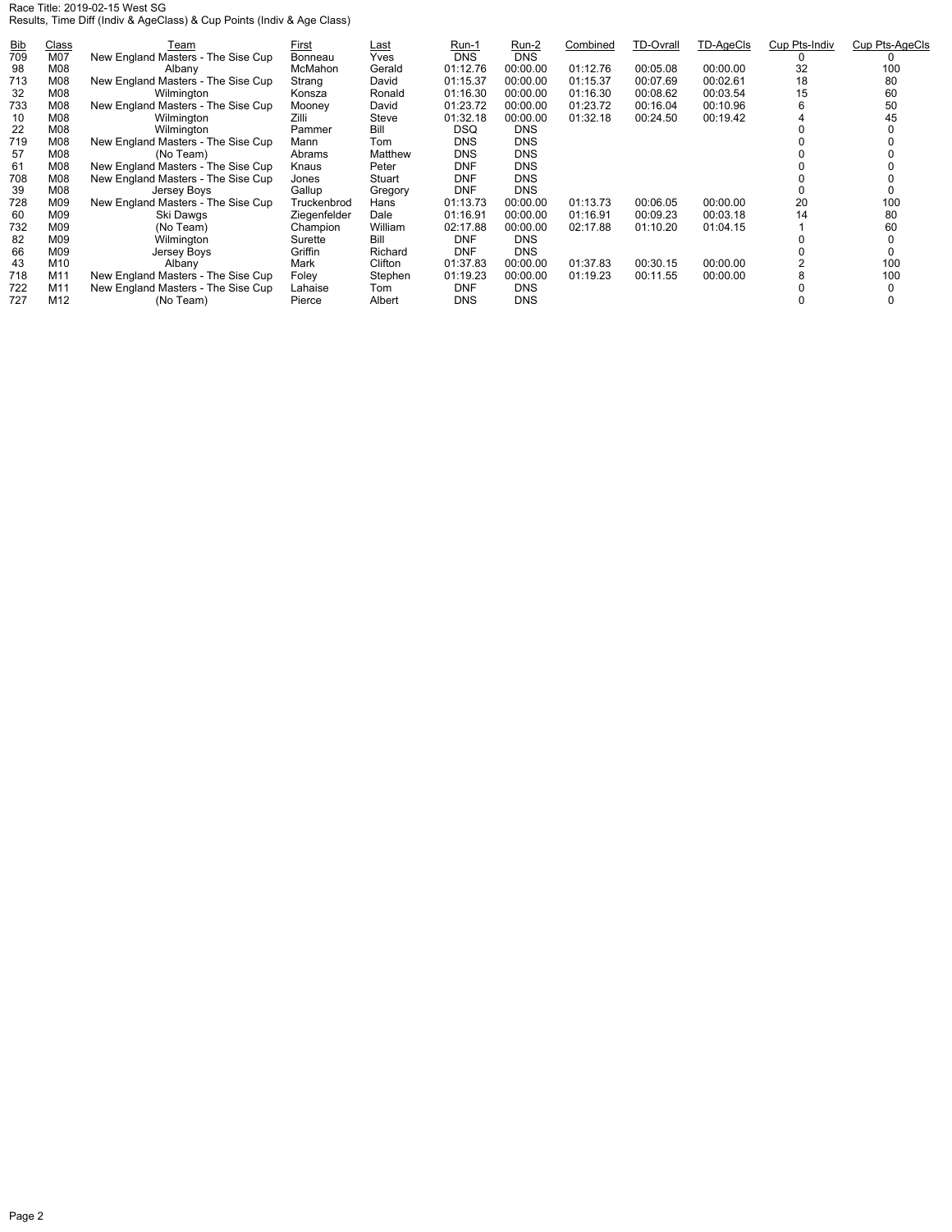Race Title: 2019-02-15 West SG
Results, Time Diff (Indiv & AgeClass) & Cup Points (Indiv & Age Class)

| Bib | Class | Team | First | Last | Run-1 | Run-2 | Combined | TD-Ovrall | TD-AgeCls | Cup Pts-Indiv | Cup Pts-AgeCls |
|---|---|---|---|---|---|---|---|---|---|---|---|
| 709 | M07 | New England Masters - The Sise Cup | Bonneau | Yves | DNS | DNS | | | | 0 | 0 |
| 98 | M08 | Albany | McMahon | Gerald | 01:12.76 | 00:00.00 | 01:12.76 | 00:05.08 | 00:00.00 | 32 | 100 |
| 713 | M08 | New England Masters - The Sise Cup | Strang | David | 01:15.37 | 00:00.00 | 01:15.37 | 00:07.69 | 00:02.61 | 18 | 80 |
| 32 | M08 | Wilmington | Konsza | Ronald | 01:16.30 | 00:00.00 | 01:16.30 | 00:08.62 | 00:03.54 | 15 | 60 |
| 733 | M08 | New England Masters - The Sise Cup | Mooney | David | 01:23.72 | 00:00.00 | 01:23.72 | 00:16.04 | 00:10.96 | 6 | 50 |
| 10 | M08 | Wilmington | Zilli | Steve | 01:32.18 | 00:00.00 | 01:32.18 | 00:24.50 | 00:19.42 | 4 | 45 |
| 22 | M08 | Wilmington | Pammer | Bill | DSQ | DNS | | | | 0 | 0 |
| 719 | M08 | New England Masters - The Sise Cup | Mann | Tom | DNS | DNS | | | | 0 | 0 |
| 57 | M08 | (No Team) | Abrams | Matthew | DNS | DNS | | | | 0 | 0 |
| 61 | M08 | New England Masters - The Sise Cup | Knaus | Peter | DNF | DNS | | | | 0 | 0 |
| 708 | M08 | New England Masters - The Sise Cup | Jones | Stuart | DNF | DNS | | | | 0 | 0 |
| 39 | M08 | Jersey Boys | Gallup | Gregory | DNF | DNS | | | | 0 | 0 |
| 728 | M09 | New England Masters - The Sise Cup | Truckenbrod | Hans | 01:13.73 | 00:00.00 | 01:13.73 | 00:06.05 | 00:00.00 | 20 | 100 |
| 60 | M09 | Ski Dawgs | Ziegenfelder | Dale | 01:16.91 | 00:00.00 | 01:16.91 | 00:09.23 | 00:03.18 | 14 | 80 |
| 732 | M09 | (No Team) | Champion | William | 02:17.88 | 00:00.00 | 02:17.88 | 01:10.20 | 01:04.15 | 1 | 60 |
| 82 | M09 | Wilmington | Surette | Bill | DNF | DNS | | | | 0 | 0 |
| 66 | M09 | Jersey Boys | Griffin | Richard | DNF | DNS | | | | 0 | 0 |
| 43 | M10 | Albany | Mark | Clifton | 01:37.83 | 00:00.00 | 01:37.83 | 00:30.15 | 00:00.00 | 2 | 100 |
| 718 | M11 | New England Masters - The Sise Cup | Foley | Stephen | 01:19.23 | 00:00.00 | 01:19.23 | 00:11.55 | 00:00.00 | 8 | 100 |
| 722 | M11 | New England Masters - The Sise Cup | Lahaise | Tom | DNF | DNS | | | | 0 | 0 |
| 727 | M12 | (No Team) | Pierce | Albert | DNS | DNS | | | | 0 | 0 |